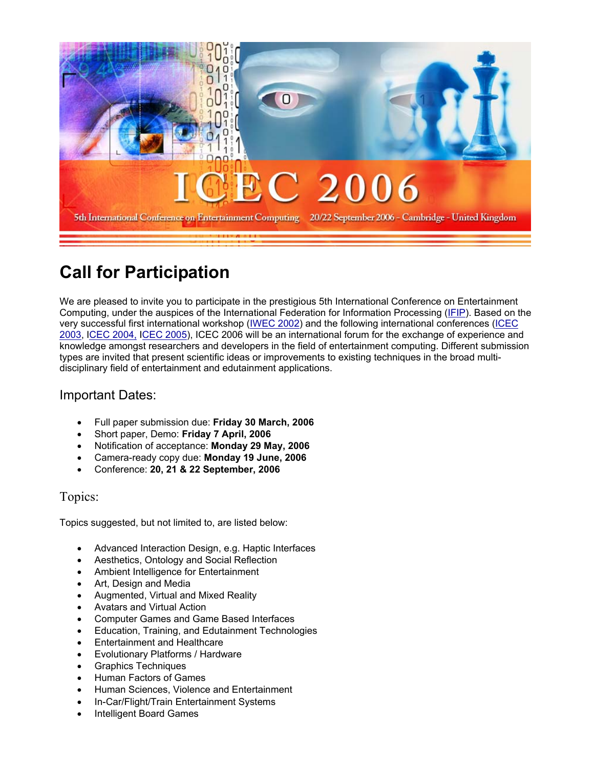# ICEC 2006

5th International Conference on Entertainment Computing 20/22 September 2006 - Cambridge - United Kingdom

# Call for Participation

We are pleased to invite you to participate in the prestigious 5th International Conference on Entertainment Computing, under the auspices of the International Federation for Information Processing (IFIP). Based on the very successful first international workshop (IWEC 2002) and the following international conferences (ICEC 2003, ICEC 2004, ICEC 2005), ICEC 2006 will be an international forum for the exchange of experience and knowledge amongst researchers and developers in the field of entertainment computing. Different submission types are invited that present scientific ideas or improvements to existing techniques in the broad multi-disciplinary field of entertainment and edutainment applications.

## Important Dates:

- Full paper submission due: **Friday 30 March, 2006**
- Short paper, Demo: **Friday 7 April, 2006**
- Notification of acceptance: **Monday 29 May, 2006**
- Camera-ready copy due: **Monday 19 June, 2006**
- Conference: **20, 21 & 22 September, 2006**

## Topics:

Topics suggested, but not limited to, are listed below:

- Advanced Interaction Design, e.g. Haptic Interfaces
- Aesthetics, Ontology and Social Reflection
- Ambient Intelligence for Entertainment
- Art, Design and Media
- Augmented, Virtual and Mixed Reality
- Avatars and Virtual Action
- Computer Games and Game Based Interfaces
- Education, Training, and Edutainment Technologies
- Entertainment and Healthcare
- Evolutionary Platforms / Hardware
- Graphics Techniques
- Human Factors of Games
- Human Sciences, Violence and Entertainment
- In-Car/Flight/Train Entertainment Systems
- Intelligent Board Games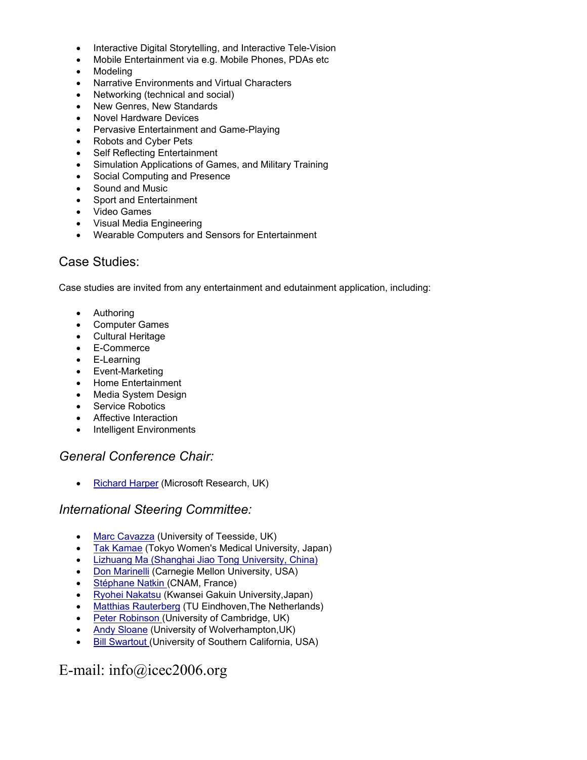- Interactive Digital Storytelling, and Interactive Tele-Vision
- Mobile Entertainment via e.g. Mobile Phones, PDAs etc
- Modeling
- Narrative Environments and Virtual Characters
- Networking (technical and social)
- New Genres, New Standards
- Novel Hardware Devices
- Pervasive Entertainment and Game-Playing
- Robots and Cyber Pets
- Self Reflecting Entertainment
- Simulation Applications of Games, and Military Training
- Social Computing and Presence
- Sound and Music
- Sport and Entertainment
- Video Games
- Visual Media Engineering
- Wearable Computers and Sensors for Entertainment

## Case Studies:

Case studies are invited from any entertainment and edutainment application, including:

- Authoring
- Computer Games
- Cultural Heritage
- E-Commerce
- E-Learning
- Event-Marketing
- Home Entertainment
- Media System Design
- Service Robotics
- Affective Interaction
- Intelligent Environments

## *General Conference Chair:*

- Richard Harper (Microsoft Research, UK)

## *International Steering Committee:*

- Marc Cavazza (University of Teesside, UK)
- Tak Kamae (Tokyo Women's Medical University, Japan)
- Lizhuang Ma (Shanghai Jiao Tong University, China)
- Don Marinelli (Carnegie Mellon University, USA)
- Stéphane Natkin (CNAM, France)
- Ryohei Nakatsu (Kwansei Gakuin University,Japan)
- Matthias Rauterberg (TU Eindhoven,The Netherlands)
- Peter Robinson (University of Cambridge, UK)
- Andy Sloane (University of Wolverhampton,UK)
- Bill Swartout (University of Southern California, USA)

E-mail: info@icec2006.org